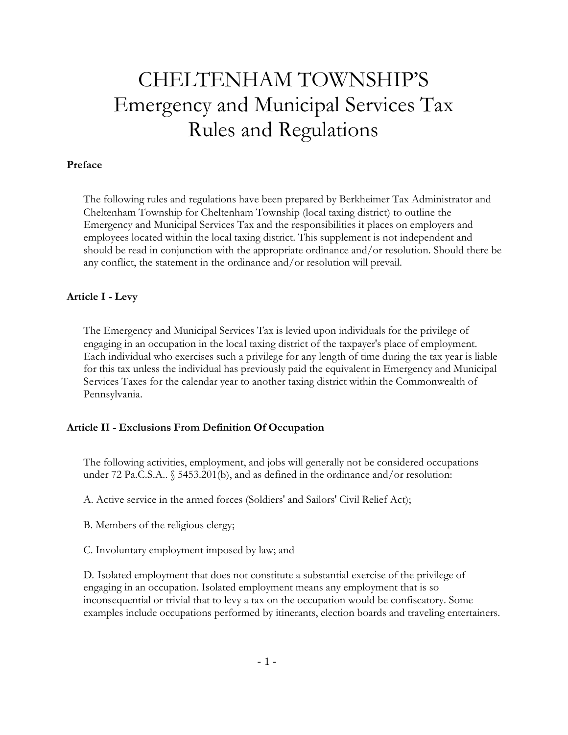# CHELTENHAM TOWNSHIP'S
# Emergency and Municipal Services Tax
# Rules and Regulations

**Preface**

The following rules and regulations have been prepared by Berkheimer Tax Administrator and Cheltenham Township for Cheltenham Township (local taxing district) to outline the Emergency and Municipal Services Tax and the responsibilities it places on employers and employees located within the local taxing district. This supplement is not independent and should be read in conjunction with the appropriate ordinance and/or resolution. Should there be any conflict, the statement in the ordinance and/or resolution will prevail.

**Article I - Levy**

The Emergency and Municipal Services Tax is levied upon individuals for the privilege of engaging in an occupation in the local taxing district of the taxpayer's place of employment. Each individual who exercises such a privilege for any length of time during the tax year is liable for this tax unless the individual has previously paid the equivalent in Emergency and Municipal Services Taxes for the calendar year to another taxing district within the Commonwealth of Pennsylvania.

**Article II - Exclusions From Definition Of Occupation**

The following activities, employment, and jobs will generally not be considered occupations under 72 Pa.C.S.A.. § 5453.201(b), and as defined in the ordinance and/or resolution:

A. Active service in the armed forces (Soldiers' and Sailors' Civil Relief Act);

B. Members of the religious clergy;

C. Involuntary employment imposed by law; and

D. Isolated employment that does not constitute a substantial exercise of the privilege of engaging in an occupation. Isolated employment means any employment that is so inconsequential or trivial that to levy a tax on the occupation would be confiscatory. Some examples include occupations performed by itinerants, election boards and traveling entertainers.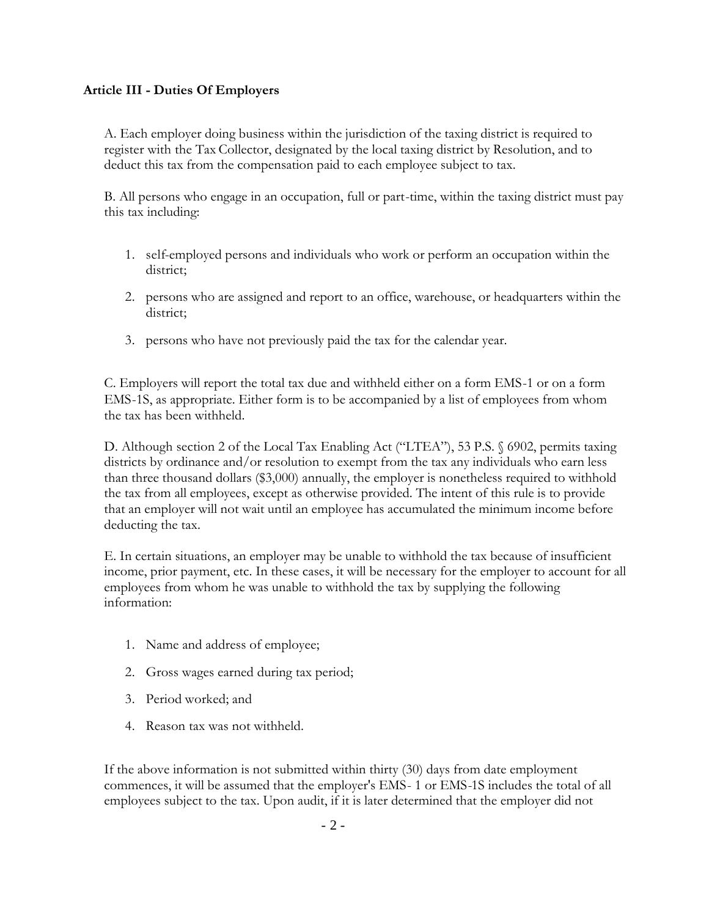**Article III - Duties Of Employers**

A. Each employer doing business within the jurisdiction of the taxing district is required to register with the Tax Collector, designated by the local taxing district by Resolution, and to deduct this tax from the compensation paid to each employee subject to tax.

B. All persons who engage in an occupation, full or part-time, within the taxing district must pay this tax including:

1. self-employed persons and individuals who work or perform an occupation within the district;
2. persons who are assigned and report to an office, warehouse, or headquarters within the district;
3. persons who have not previously paid the tax for the calendar year.

C. Employers will report the total tax due and withheld either on a form EMS-1 or on a form EMS-1S, as appropriate. Either form is to be accompanied by a list of employees from whom the tax has been withheld.

D. Although section 2 of the Local Tax Enabling Act ("LTEA"), 53 P.S. § 6902, permits taxing districts by ordinance and/or resolution to exempt from the tax any individuals who earn less than three thousand dollars ($3,000) annually, the employer is nonetheless required to withhold the tax from all employees, except as otherwise provided. The intent of this rule is to provide that an employer will not wait until an employee has accumulated the minimum income before deducting the tax.

E. In certain situations, an employer may be unable to withhold the tax because of insufficient income, prior payment, etc. In these cases, it will be necessary for the employer to account for all employees from whom he was unable to withhold the tax by supplying the following information:

1. Name and address of employee;
2. Gross wages earned during tax period;
3. Period worked; and
4. Reason tax was not withheld.

If the above information is not submitted within thirty (30) days from date employment commences, it will be assumed that the employer's EMS- 1 or EMS-1S includes the total of all employees subject to the tax. Upon audit, if it is later determined that the employer did not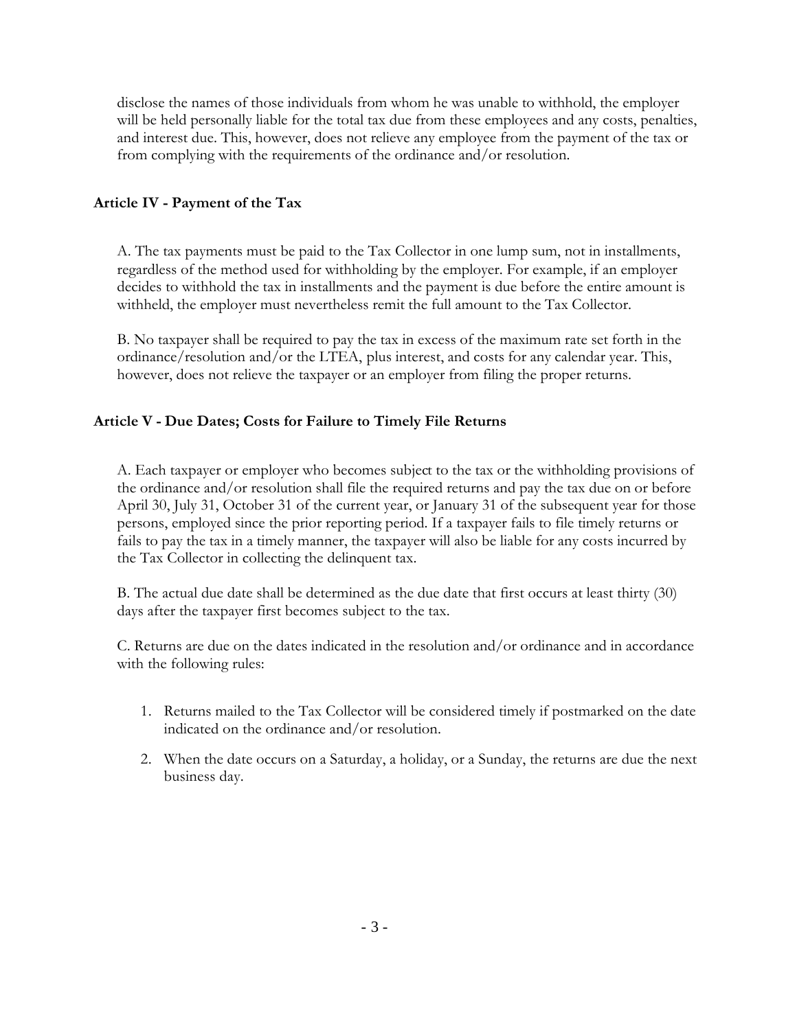disclose the names of those individuals from whom he was unable to withhold, the employer will be held personally liable for the total tax due from these employees and any costs, penalties, and interest due. This, however, does not relieve any employee from the payment of the tax or from complying with the requirements of the ordinance and/or resolution.

**Article IV - Payment of the Tax**

A. The tax payments must be paid to the Tax Collector in one lump sum, not in installments, regardless of the method used for withholding by the employer. For example, if an employer decides to withhold the tax in installments and the payment is due before the entire amount is withheld, the employer must nevertheless remit the full amount to the Tax Collector.

B. No taxpayer shall be required to pay the tax in excess of the maximum rate set forth in the ordinance/resolution and/or the LTEA, plus interest, and costs for any calendar year. This, however, does not relieve the taxpayer or an employer from filing the proper returns.

**Article V - Due Dates; Costs for Failure to Timely File Returns**

A. Each taxpayer or employer who becomes subject to the tax or the withholding provisions of the ordinance and/or resolution shall file the required returns and pay the tax due on or before April 30, July 31, October 31 of the current year, or January 31 of the subsequent year for those persons, employed since the prior reporting period. If a taxpayer fails to file timely returns or fails to pay the tax in a timely manner, the taxpayer will also be liable for any costs incurred by the Tax Collector in collecting the delinquent tax.

B. The actual due date shall be determined as the due date that first occurs at least thirty (30) days after the taxpayer first becomes subject to the tax.

C. Returns are due on the dates indicated in the resolution and/or ordinance and in accordance with the following rules:

1. Returns mailed to the Tax Collector will be considered timely if postmarked on the date indicated on the ordinance and/or resolution.
2. When the date occurs on a Saturday, a holiday, or a Sunday, the returns are due the next business day.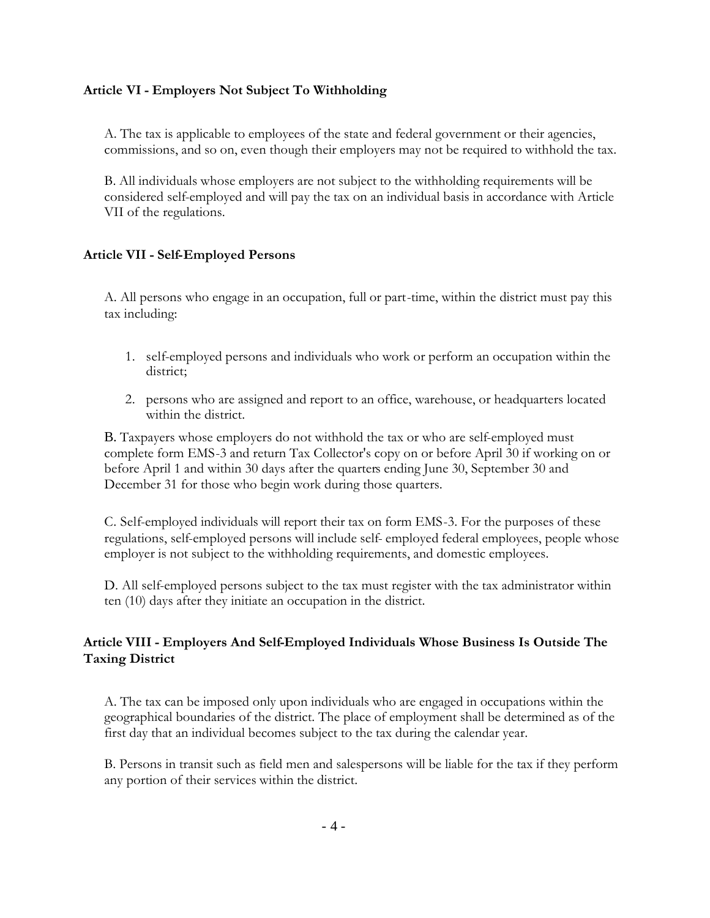### Article VI - Employers Not Subject To Withholding

A. The tax is applicable to employees of the state and federal government or their agencies, commissions, and so on, even though their employers may not be required to withhold the tax.

B. All individuals whose employers are not subject to the withholding requirements will be considered self-employed and will pay the tax on an individual basis in accordance with Article VII of the regulations.

### Article VII - Self-Employed Persons

A. All persons who engage in an occupation, full or part-time, within the district must pay this tax including:

1. self-employed persons and individuals who work or perform an occupation within the district;
2. persons who are assigned and report to an office, warehouse, or headquarters located within the district.

B. Taxpayers whose employers do not withhold the tax or who are self-employed must complete form EMS-3 and return Tax Collector's copy on or before April 30 if working on or before April 1 and within 30 days after the quarters ending June 30, September 30 and December 31 for those who begin work during those quarters.

C. Self-employed individuals will report their tax on form EMS-3. For the purposes of these regulations, self-employed persons will include self- employed federal employees, people whose employer is not subject to the withholding requirements, and domestic employees.

D. All self-employed persons subject to the tax must register with the tax administrator within ten (10) days after they initiate an occupation in the district.

### Article VIII - Employers And Self-Employed Individuals Whose Business Is Outside The Taxing District

A. The tax can be imposed only upon individuals who are engaged in occupations within the geographical boundaries of the district. The place of employment shall be determined as of the first day that an individual becomes subject to the tax during the calendar year.

B. Persons in transit such as field men and salespersons will be liable for the tax if they perform any portion of their services within the district.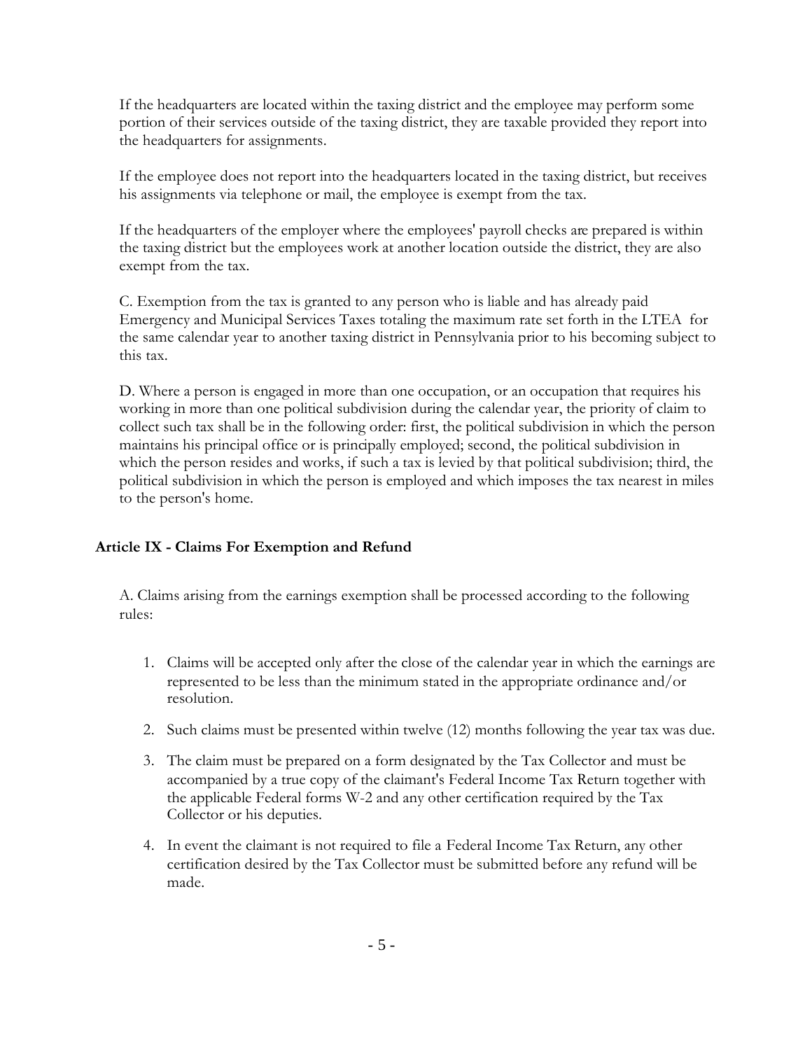If the headquarters are located within the taxing district and the employee may perform some portion of their services outside of the taxing district, they are taxable provided they report into the headquarters for assignments.

If the employee does not report into the headquarters located in the taxing district, but receives his assignments via telephone or mail, the employee is exempt from the tax.

If the headquarters of the employer where the employees' payroll checks are prepared is within the taxing district but the employees work at another location outside the district, they are also exempt from the tax.

C. Exemption from the tax is granted to any person who is liable and has already paid Emergency and Municipal Services Taxes totaling the maximum rate set forth in the LTEA for the same calendar year to another taxing district in Pennsylvania prior to his becoming subject to this tax.

D. Where a person is engaged in more than one occupation, or an occupation that requires his working in more than one political subdivision during the calendar year, the priority of claim to collect such tax shall be in the following order: first, the political subdivision in which the person maintains his principal office or is principally employed; second, the political subdivision in which the person resides and works, if such a tax is levied by that political subdivision; third, the political subdivision in which the person is employed and which imposes the tax nearest in miles to the person's home.

## Article IX - Claims For Exemption and Refund

A. Claims arising from the earnings exemption shall be processed according to the following rules:

1. Claims will be accepted only after the close of the calendar year in which the earnings are represented to be less than the minimum stated in the appropriate ordinance and/or resolution.
2. Such claims must be presented within twelve (12) months following the year tax was due.
3. The claim must be prepared on a form designated by the Tax Collector and must be accompanied by a true copy of the claimant's Federal Income Tax Return together with the applicable Federal forms W-2 and any other certification required by the Tax Collector or his deputies.
4. In event the claimant is not required to file a Federal Income Tax Return, any other certification desired by the Tax Collector must be submitted before any refund will be made.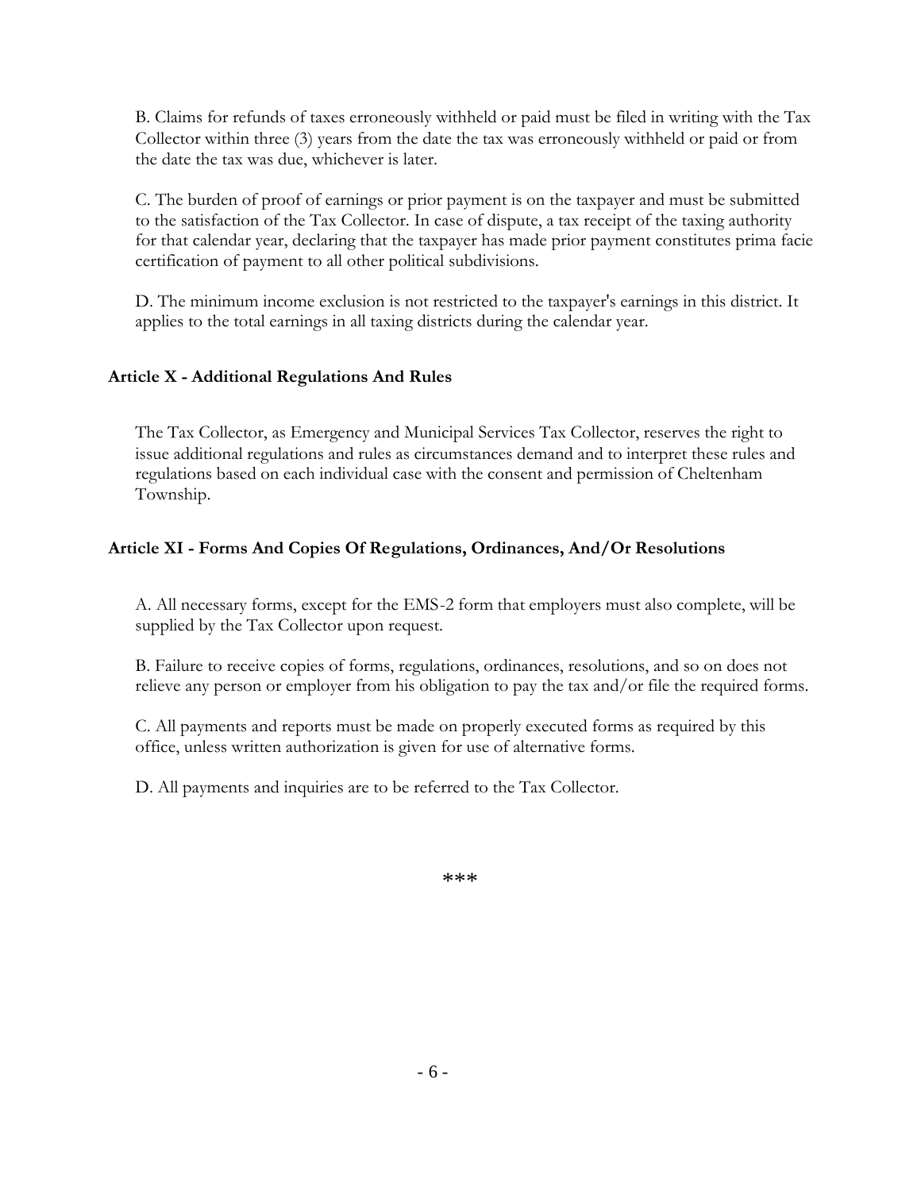B. Claims for refunds of taxes erroneously withheld or paid must be filed in writing with the Tax Collector within three (3) years from the date the tax was erroneously withheld or paid or from the date the tax was due, whichever is later.

C. The burden of proof of earnings or prior payment is on the taxpayer and must be submitted to the satisfaction of the Tax Collector. In case of dispute, a tax receipt of the taxing authority for that calendar year, declaring that the taxpayer has made prior payment constitutes prima facie certification of payment to all other political subdivisions.

D. The minimum income exclusion is not restricted to the taxpayer's earnings in this district. It applies to the total earnings in all taxing districts during the calendar year.

**Article X - Additional Regulations And Rules**

The Tax Collector, as Emergency and Municipal Services Tax Collector, reserves the right to issue additional regulations and rules as circumstances demand and to interpret these rules and regulations based on each individual case with the consent and permission of Cheltenham Township.

**Article XI - Forms And Copies Of Regulations, Ordinances, And/Or Resolutions**

A. All necessary forms, except for the EMS-2 form that employers must also complete, will be supplied by the Tax Collector upon request.

B. Failure to receive copies of forms, regulations, ordinances, resolutions, and so on does not relieve any person or employer from his obligation to pay the tax and/or file the required forms.

C. All payments and reports must be made on properly executed forms as required by this office, unless written authorization is given for use of alternative forms.

D. All payments and inquiries are to be referred to the Tax Collector.

***